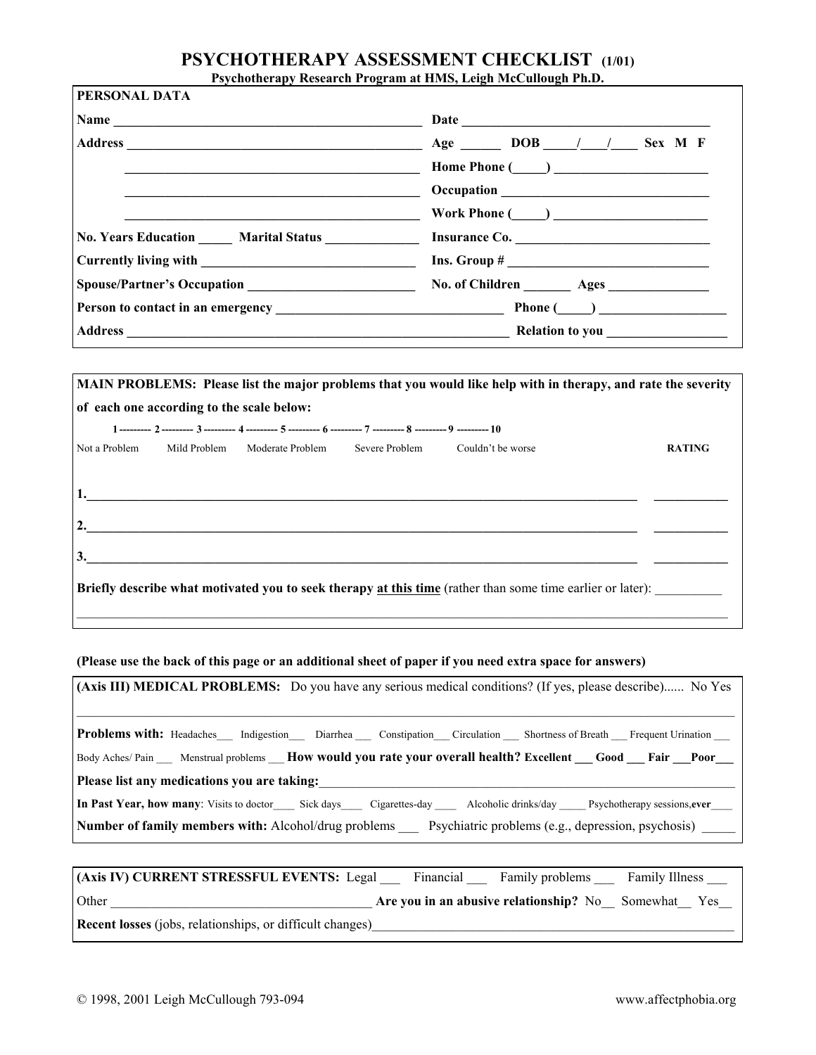# PSYCHOTHERAPY ASSESSMENT CHECKLIST (1/01)

**Psychotherapy Research Program at HMS, Leigh McCullough Ph.D.**

## PERSONAL DATA

**Name** ______________________________________________ **Date** ____________________________________

**Address** ____________________________________________ **Age** ______ **DOB** _____/____/____ **Sex** M F

____________________________________________ **Home Phone** (_____) _______________________

____________________________________________ **Occupation** ______________________________

____________________________________________ **Work Phone** (_____) _______________________

**No. Years Education** _____ **Marital Status** _____________ **Insurance Co.** _____________________________

**Currently living with** _______________________________ **Ins. Group #** _____________________________

**Spouse/Partner's Occupation** ________________________ **No. of Children** _______ **Ages** _______________

**Person to contact in an emergency** _________________________________ **Phone** (_____) __________________

**Address** __________________________________________________________ **Relation to you** __________________

## MAIN PROBLEMS

**MAIN PROBLEMS: Please list the major problems that you would like help with in therapy, and rate the severity of each one according to the scale below:**

1 --------- 2 --------- 3 --------- 4 --------- 5 --------- 6 --------- 7 --------- 8 --------- 9 --------- 10

Not a Problem     Mild Problem     Moderate Problem     Severe Problem     Couldn't be worse     **RATING**

**1.**______________________________________________________________________________ ___________

**2.**______________________________________________________________________________ ___________

**3.**______________________________________________________________________________ ___________

**Briefly describe what motivated you to seek therapy at this time** (rather than some time earlier or later): __________

____________________________________________________________________________________________________

**(Please use the back of this page or an additional sheet of paper if you need extra space for answers)**

## (Axis III) MEDICAL PROBLEMS

**(Axis III) MEDICAL PROBLEMS:** Do you have any serious medical conditions? (If yes, please describe)...... No Yes

____________________________________________________________________________________________________

**Problems with:** Headaches___ Indigestion___ Diarrhea ___ Constipation___ Circulation ___ Shortness of Breath ___ Frequent Urination ___

Body Aches/ Pain ___ Menstrual problems ___ **How would you rate your overall health? Excellent ___ Good ___ Fair ___Poor___**

**Please list any medications you are taking:**_________________________________________________________________

**In Past Year, how many**: Visits to doctor____ Sick days____ Cigarettes-day ____ Alcoholic drinks/day _____ Psychotherapy sessions,**ever**____

**Number of family members with:** Alcohol/drug problems ___ Psychiatric problems (e.g., depression, psychosis) _____

## (Axis IV) CURRENT STRESSFUL EVENTS

**(Axis IV) CURRENT STRESSFUL EVENTS:** Legal ___ Financial ___ Family problems ___ Family Illness ___

Other _______________________________________ **Are you in an abusive relationship?** No__ Somewhat__ Yes__

**Recent losses** (jobs, relationships, or difficult changes)_______________________________________________________

© 1998, 2001 Leigh McCullough 793-094     www.affectphobia.org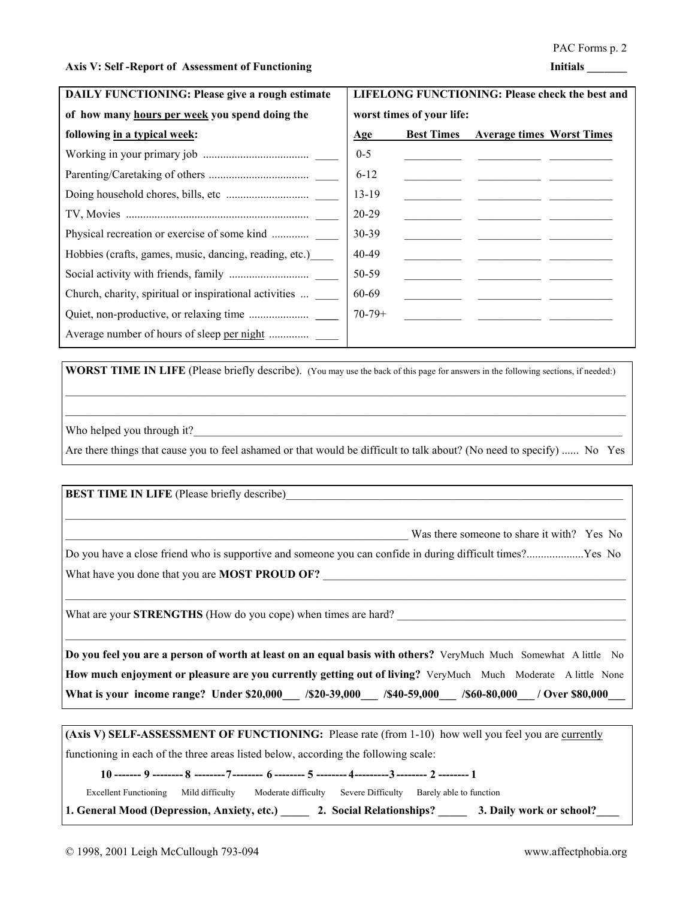**Axis V: Self -Report of Assessment of Functioning** **Initials \_\_\_\_\_\_\_**

| DAILY FUNCTIONING: Please give a rough estimate of how many <u>hours per week</u> you spend doing the following <u>in a typical week</u>: | | LIFELONG FUNCTIONING: Please check the best and worst times of your life: | | | |
|---|---|---|---|---|---|
| | | **Age** | **Best Times** | **Average times** | **Worst Times** |
| Working in your primary job ..................................... | \_\_\_\_ | 0-5 | \_\_\_\_\_\_\_\_\_\_ | \_\_\_\_\_\_\_\_\_\_\_ | \_\_\_\_\_\_\_\_\_\_\_ |
| Parenting/Caretaking of others ................................... | \_\_\_\_ | 6-12 | \_\_\_\_\_\_\_\_\_\_ | \_\_\_\_\_\_\_\_\_\_\_ | \_\_\_\_\_\_\_\_\_\_\_ |
| Doing household chores, bills, etc ............................. | \_\_\_\_ | 13-19 | \_\_\_\_\_\_\_\_\_\_ | \_\_\_\_\_\_\_\_\_\_\_ | \_\_\_\_\_\_\_\_\_\_\_ |
| TV, Movies ................................................................ | \_\_\_\_ | 20-29 | \_\_\_\_\_\_\_\_\_\_ | \_\_\_\_\_\_\_\_\_\_\_ | \_\_\_\_\_\_\_\_\_\_\_ |
| Physical recreation or exercise of some kind ............. | \_\_\_\_ | 30-39 | \_\_\_\_\_\_\_\_\_\_ | \_\_\_\_\_\_\_\_\_\_\_ | \_\_\_\_\_\_\_\_\_\_\_ |
| Hobbies (crafts, games, music, dancing, reading, etc.) | \_\_\_\_ | 40-49 | \_\_\_\_\_\_\_\_\_\_ | \_\_\_\_\_\_\_\_\_\_\_ | \_\_\_\_\_\_\_\_\_\_\_ |
| Social activity with friends, family ............................ | \_\_\_\_ | 50-59 | \_\_\_\_\_\_\_\_\_\_ | \_\_\_\_\_\_\_\_\_\_\_ | \_\_\_\_\_\_\_\_\_\_\_ |
| Church, charity, spiritual or inspirational activities ... | \_\_\_\_ | 60-69 | \_\_\_\_\_\_\_\_\_\_ | \_\_\_\_\_\_\_\_\_\_\_ | \_\_\_\_\_\_\_\_\_\_\_ |
| Quiet, non-productive, or relaxing time ..................... | \_\_\_\_ | 70-79+ | \_\_\_\_\_\_\_\_\_\_ | \_\_\_\_\_\_\_\_\_\_\_ | \_\_\_\_\_\_\_\_\_\_\_ |
| Average number of hours of sleep <u>per night</u> .............. | \_\_\_\_ | | | | |

**WORST TIME IN LIFE** (Please briefly describe). (You may use the back of this page for answers in the following sections, if needed:)

\_\_\_\_\_\_\_\_\_\_\_\_\_\_\_\_\_\_\_\_\_\_\_\_\_\_\_\_\_\_\_\_\_\_\_\_\_\_\_\_\_\_\_\_\_\_\_\_\_\_\_\_\_\_\_\_\_\_\_\_\_\_\_\_\_\_\_\_\_\_\_\_\_\_\_\_\_\_\_\_

\_\_\_\_\_\_\_\_\_\_\_\_\_\_\_\_\_\_\_\_\_\_\_\_\_\_\_\_\_\_\_\_\_\_\_\_\_\_\_\_\_\_\_\_\_\_\_\_\_\_\_\_\_\_\_\_\_\_\_\_\_\_\_\_\_\_\_\_\_\_\_\_\_\_\_\_\_\_\_\_

Who helped you through it?\_\_\_\_\_\_\_\_\_\_\_\_\_\_\_\_\_\_\_\_\_\_\_\_\_\_\_\_\_\_\_\_\_\_\_\_\_\_\_\_\_\_\_\_\_\_\_\_\_\_\_\_\_\_\_\_\_\_\_\_\_\_\_\_

Are there things that cause you to feel ashamed or that would be difficult to talk about? (No need to specify) ...... No Yes

**BEST TIME IN LIFE** (Please briefly describe)\_\_\_\_\_\_\_\_\_\_\_\_\_\_\_\_\_\_\_\_\_\_\_\_\_\_\_\_\_\_\_\_\_\_\_\_\_\_\_\_\_\_\_\_\_\_\_\_\_\_\_\_

\_\_\_\_\_\_\_\_\_\_\_\_\_\_\_\_\_\_\_\_\_\_\_\_\_\_\_\_\_\_\_\_\_\_\_\_\_\_\_\_\_\_\_\_\_\_\_\_\_\_\_\_\_\_\_\_\_\_\_\_\_\_\_\_\_\_\_\_\_\_\_\_\_\_\_\_\_\_\_\_

\_\_\_\_\_\_\_\_\_\_\_\_\_\_\_\_\_\_\_\_\_\_\_\_\_\_\_\_\_\_\_\_\_\_\_\_\_\_\_\_\_\_\_\_\_\_\_\_\_\_\_\_\_\_\_\_ Was there someone to share it with? Yes No

Do you have a close friend who is supportive and someone you can confide in during difficult times?....................Yes No

What have you done that you are **MOST PROUD OF?** \_\_\_\_\_\_\_\_\_\_\_\_\_\_\_\_\_\_\_\_\_\_\_\_\_\_\_\_\_\_\_\_\_\_\_\_\_\_\_\_\_\_\_\_\_\_\_\_

\_\_\_\_\_\_\_\_\_\_\_\_\_\_\_\_\_\_\_\_\_\_\_\_\_\_\_\_\_\_\_\_\_\_\_\_\_\_\_\_\_\_\_\_\_\_\_\_\_\_\_\_\_\_\_\_\_\_\_\_\_\_\_\_\_\_\_\_\_\_\_\_\_\_\_\_\_\_\_\_

What are your **STRENGTHS** (How do you cope) when times are hard? \_\_\_\_\_\_\_\_\_\_\_\_\_\_\_\_\_\_\_\_\_\_\_\_\_\_\_\_\_\_\_\_\_\_\_\_\_\_

\_\_\_\_\_\_\_\_\_\_\_\_\_\_\_\_\_\_\_\_\_\_\_\_\_\_\_\_\_\_\_\_\_\_\_\_\_\_\_\_\_\_\_\_\_\_\_\_\_\_\_\_\_\_\_\_\_\_\_\_\_\_\_\_\_\_\_\_\_\_\_\_\_\_\_\_\_\_\_\_

**Do you feel you are a person of worth at least on an equal basis with others?** VeryMuch Much Somewhat A little No

**How much enjoyment or pleasure are you currently getting out of living?** VeryMuch Much Moderate A little None

**What is your income range? Under \$20,000\_\_\_ /\$20-39,000\_\_\_ /\$40-59,000\_\_\_ /\$60-80,000\_\_\_ / Over \$80,000\_\_\_**

**(Axis V) SELF-ASSESSMENT OF FUNCTIONING:** Please rate (from 1-10) how well you feel you are <u>currently</u> functioning in each of the three areas listed below, according the following scale:

**10 ------- 9 -------- 8 --------7-------- 6 -------- 5 --------4---------3 -------- 2 -------- 1**

Excellent Functioning  Mild difficulty  Moderate difficulty  Severe Difficulty  Barely able to function

**1. General Mood (Depression, Anxiety, etc.) \_\_\_\_\_ 2. Social Relationships? \_\_\_\_\_ 3. Daily work or school?\_\_\_\_**

© 1998, 2001 Leigh McCullough 793-094 www.affectphobia.org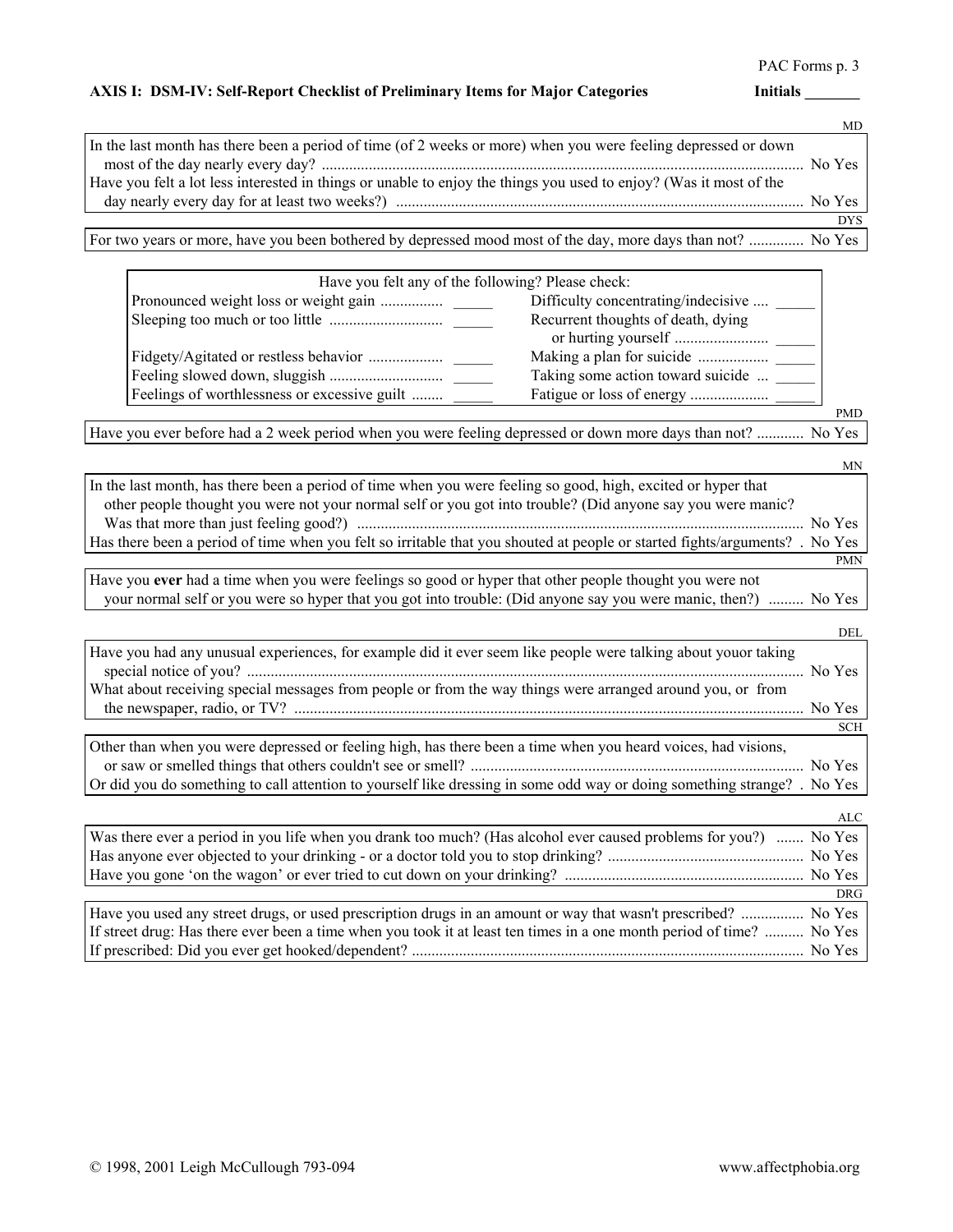**AXIS I: DSM-IV: Self-Report Checklist of Preliminary Items for Major Categories** **Initials \_\_\_\_\_\_\_**

MD

| | |
|---|---|
| In the last month has there been a period of time (of 2 weeks or more) when you were feeling depressed or down most of the day nearly every day? | No Yes |
| Have you felt a lot less interested in things or unable to enjoy the things you used to enjoy? (Was it most of the day nearly every day for at least two weeks?) | No Yes |

DYS

| | |
|---|---|
| For two years or more, have you been bothered by depressed mood most of the day, more days than not? | No Yes |

Have you felt any of the following? Please check:

| | | | |
|---|---|---|---|
| Pronounced weight loss or weight gain | \_\_\_\_\_ | Difficulty concentrating/indecisive | \_\_\_\_\_ |
| Sleeping too much or too little | \_\_\_\_\_ | Recurrent thoughts of death, dying or hurting yourself | \_\_\_\_\_ |
| Fidgety/Agitated or restless behavior | \_\_\_\_\_ | Making a plan for suicide | \_\_\_\_\_ |
| Feeling slowed down, sluggish | \_\_\_\_\_ | Taking some action toward suicide | \_\_\_\_\_ |
| Feelings of worthlessness or excessive guilt | \_\_\_\_\_ | Fatigue or loss of energy | \_\_\_\_\_ |

PMD

| | |
|---|---|
| Have you ever before had a 2 week period when you were feeling depressed or down more days than not? | No Yes |

MN

| | |
|---|---|
| In the last month, has there been a period of time when you were feeling so good, high, excited or hyper that other people thought you were not your normal self or you got into trouble? (Did anyone say you were manic? Was that more than just feeling good?) | No Yes |
| Has there been a period of time when you felt so irritable that you shouted at people or started fights/arguments? | No Yes |

PMN

| | |
|---|---|
| Have you **ever** had a time when you were feelings so good or hyper that other people thought you were not your normal self or you were so hyper that you got into trouble: (Did anyone say you were manic, then?) | No Yes |

DEL

| | |
|---|---|
| Have you had any unusual experiences, for example did it ever seem like people were talking about youor taking special notice of you? | No Yes |
| What about receiving special messages from people or from the way things were arranged around you, or from the newspaper, radio, or TV? | No Yes |

SCH

| | |
|---|---|
| Other than when you were depressed or feeling high, has there been a time when you heard voices, had visions, or saw or smelled things that others couldn't see or smell? | No Yes |
| Or did you do something to call attention to yourself like dressing in some odd way or doing something strange? | No Yes |

ALC

| | |
|---|---|
| Was there ever a period in you life when you drank too much? (Has alcohol ever caused problems for you?) | No Yes |
| Has anyone ever objected to your drinking - or a doctor told you to stop drinking? | No Yes |
| Have you gone 'on the wagon' or ever tried to cut down on your drinking? | No Yes |

DRG

| | |
|---|---|
| Have you used any street drugs, or used prescription drugs in an amount or way that wasn't prescribed? | No Yes |
| If street drug: Has there ever been a time when you took it at least ten times in a one month period of time? | No Yes |
| If prescribed: Did you ever get hooked/dependent? | No Yes |

© 1998, 2001 Leigh McCullough 793-094 www.affectphobia.org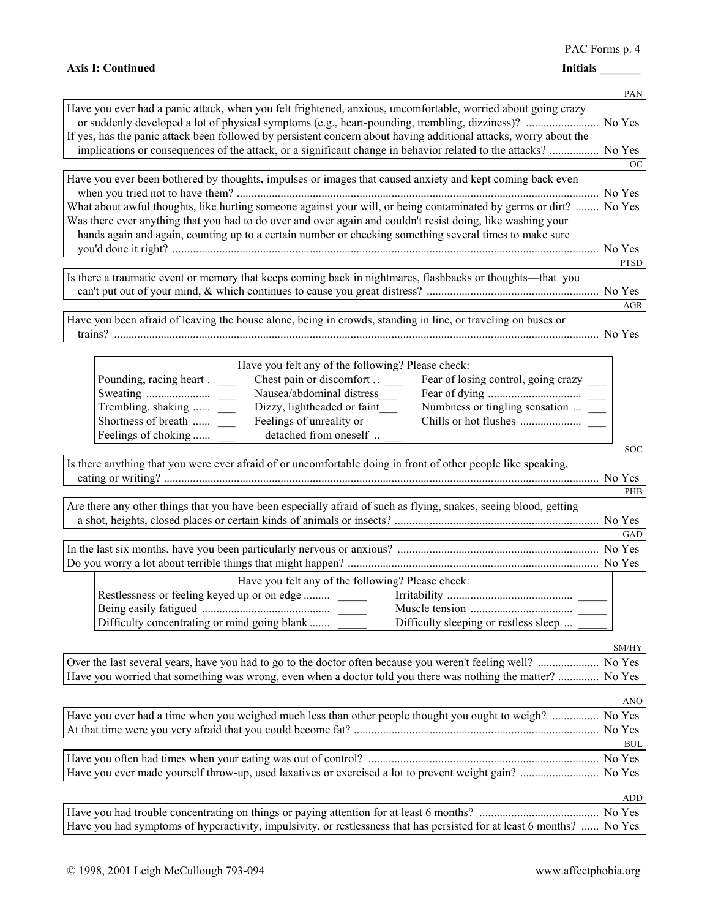**Axis I: Continued** **Initials _______**

PAN

Have you ever had a panic attack, when you felt frightened, anxious, uncomfortable, worried about going crazy or suddenly developed a lot of physical symptoms (e.g., heart-pounding, trembling, dizziness)? ........................ No Yes

If yes, has the panic attack been followed by persistent concern about having additional attacks, worry about the implications or consequences of the attack, or a significant change in behavior related to the attacks? ................ No Yes

OC

Have you ever been bothered by thoughts, impulses or images that caused anxiety and kept coming back even when you tried not to have them? ........................................................................................................................ No Yes

What about awful thoughts, like hurting someone against your will, or being contaminated by germs or dirt? ........ No Yes

Was there ever anything that you had to do over and over again and couldn't resist doing, like washing your hands again and again, counting up to a certain number or checking something several times to make sure you'd done it right? .................................................................................................................................... No Yes

PTSD

Is there a traumatic event or memory that keeps coming back in nightmares, flashbacks or thoughts—that you can't put out of your mind, & which continues to cause you great distress? .......................................................... No Yes

AGR

Have you been afraid of leaving the house alone, being in crowds, standing in line, or traveling on buses or trains? .................................................................................................................................................... No Yes

Have you felt any of the following? Please check:

| | | |
|---|---|---|
| Pounding, racing heart . ___ | Chest pain or discomfort .. ___ | Fear of losing control, going crazy ___ |
| Sweating ..................... ___ | Nausea/abdominal distress___ | Fear of dying ................................ ___ |
| Trembling, shaking ...... ___ | Dizzy, lightheaded or faint___ | Numbness or tingling sensation ... ___ |
| Shortness of breath ...... ___ | Feelings of unreality or detached from oneself .. ___ | Chills or hot flushes ..................... ___ |
| Feelings of choking ...... ___ | | |

SOC

Is there anything that you were ever afraid of or uncomfortable doing in front of other people like speaking, eating or writing? ..................................................................................................................................... No Yes

PHB

Are there any other things that you have been especially afraid of such as flying, snakes, seeing blood, getting a shot, heights, closed places or certain kinds of animals or insects? ...................................................................... No Yes

GAD

In the last six months, have you been particularly nervous or anxious? .................................................................... No Yes

Do you worry a lot about terrible things that might happen? ..................................................................................... No Yes

Have you felt any of the following? Please check:

| | |
|---|---|
| Restlessness or feeling keyed up or on edge ......... _____ | Irritability ........................................... _____ |
| Being easily fatigued ........................................... _____ | Muscle tension .................................. _____ |
| Difficulty concentrating or mind going blank ....... _____ | Difficulty sleeping or restless sleep ... _____ |

SM/HY

Over the last several years, have you had to go to the doctor often because you weren't feeling well? ..................... No Yes

Have you worried that something was wrong, even when a doctor told you there was nothing the matter? .............. No Yes

ANO

Have you ever had a time when you weighed much less than other people thought you ought to weigh? ................ No Yes

At that time were you very afraid that you could become fat? ................................................................................... No Yes

BUL

Have you often had times when your eating was out of control? .............................................................................. No Yes

Have you ever made yourself throw-up, used laxatives or exercised a lot to prevent weight gain? ........................... No Yes

ADD

Have you had trouble concentrating on things or paying attention for at least 6 months? ......................................... No Yes

Have you had symptoms of hyperactivity, impulsivity, or restlessness that has persisted for at least 6 months? ...... No Yes

© 1998, 2001 Leigh McCullough 793-094 www.affectphobia.org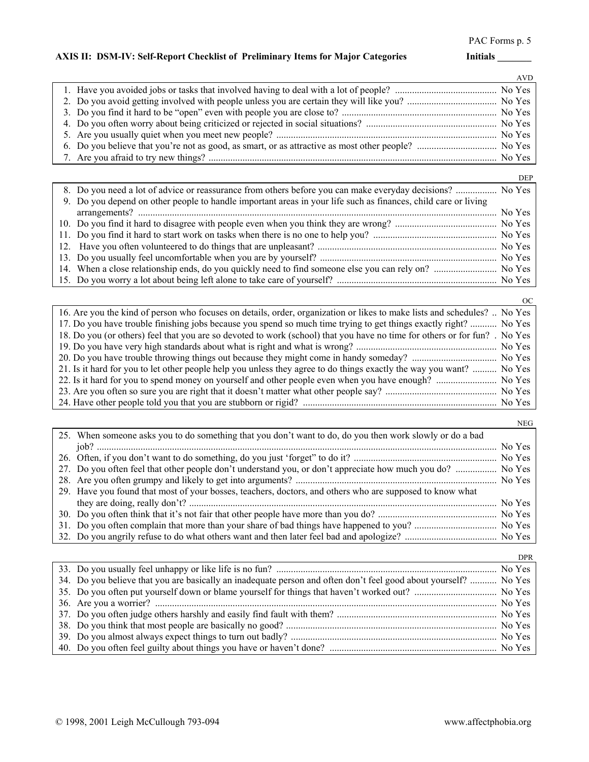## AXIS II: DSM-IV: Self-Report Checklist of Preliminary Items for Major Categories

Initials _______

AVD

| | |
|---|---|
| 1. Have you avoided jobs or tasks that involved having to deal with a lot of people? | No Yes |
| 2. Do you avoid getting involved with people unless you are certain they will like you? | No Yes |
| 3. Do you find it hard to be "open" even with people you are close to? | No Yes |
| 4. Do you often worry about being criticized or rejected in social situations? | No Yes |
| 5. Are you usually quiet when you meet new people? | No Yes |
| 6. Do you believe that you're not as good, as smart, or as attractive as most other people? | No Yes |
| 7. Are you afraid to try new things? | No Yes |

DEP

| | |
|---|---|
| 8. Do you need a lot of advice or reassurance from others before you can make everyday decisions? | No Yes |
| 9. Do you depend on other people to handle important areas in your life such as finances, child care or living arrangements? | No Yes |
| 10. Do you find it hard to disagree with people even when you think they are wrong? | No Yes |
| 11. Do you find it hard to start work on tasks when there is no one to help you? | No Yes |
| 12. Have you often volunteered to do things that are unpleasant? | No Yes |
| 13. Do you usually feel uncomfortable when you are by yourself? | No Yes |
| 14. When a close relationship ends, do you quickly need to find someone else you can rely on? | No Yes |
| 15. Do you worry a lot about being left alone to take care of yourself? | No Yes |

OC

| | |
|---|---|
| 16. Are you the kind of person who focuses on details, order, organization or likes to make lists and schedules? | No Yes |
| 17. Do you have trouble finishing jobs because you spend so much time trying to get things exactly right? | No Yes |
| 18. Do you (or others) feel that you are so devoted to work (school) that you have no time for others or for fun? | No Yes |
| 19. Do you have very high standards about what is right and what is wrong? | No Yes |
| 20. Do you have trouble throwing things out because they might come in handy someday? | No Yes |
| 21. Is it hard for you to let other people help you unless they agree to do things exactly the way you want? | No Yes |
| 22. Is it hard for you to spend money on yourself and other people even when you have enough? | No Yes |
| 23. Are you often so sure you are right that it doesn't matter what other people say? | No Yes |
| 24. Have other people told you that you are stubborn or rigid? | No Yes |

NEG

| | |
|---|---|
| 25. When someone asks you to do something that you don't want to do, do you then work slowly or do a bad job? | No Yes |
| 26. Often, if you don't want to do something, do you just 'forget' to do it? | No Yes |
| 27. Do you often feel that other people don't understand you, or don't appreciate how much you do? | No Yes |
| 28. Are you often grumpy and likely to get into arguments? | No Yes |
| 29. Have you found that most of your bosses, teachers, doctors, and others who are supposed to know what they are doing, really don't? | No Yes |
| 30. Do you often think that it's not fair that other people have more than you do? | No Yes |
| 31. Do you often complain that more than your share of bad things have happened to you? | No Yes |
| 32. Do you angrily refuse to do what others want and then later feel bad and apologize? | No Yes |

DPR

| | |
|---|---|
| 33. Do you usually feel unhappy or like life is no fun? | No Yes |
| 34. Do you believe that you are basically an inadequate person and often don't feel good about yourself? | No Yes |
| 35. Do you often put yourself down or blame yourself for things that haven't worked out? | No Yes |
| 36. Are you a worrier? | No Yes |
| 37. Do you often judge others harshly and easily find fault with them? | No Yes |
| 38. Do you think that most people are basically no good? | No Yes |
| 39. Do you almost always expect things to turn out badly? | No Yes |
| 40. Do you often feel guilty about things you have or haven't done? | No Yes |

© 1998, 2001 Leigh McCullough 793-094 www.affectphobia.org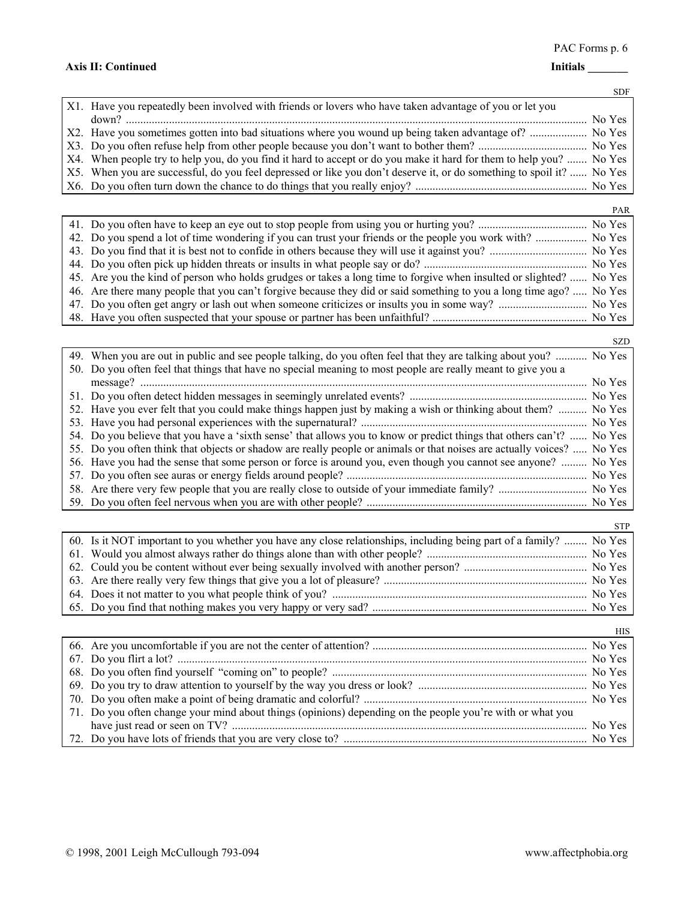**Axis II: Continued** **Initials _______**

SDF

| | | |
|---|---|---|
| X1. | Have you repeatedly been involved with friends or lovers who have taken advantage of you or let you down? | No Yes |
| X2. | Have you sometimes gotten into bad situations where you wound up being taken advantage of? | No Yes |
| X3. | Do you often refuse help from other people because you don't want to bother them? | No Yes |
| X4. | When people try to help you, do you find it hard to accept or do you make it hard for them to help you? | No Yes |
| X5. | When you are successful, do you feel depressed or like you don't deserve it, or do something to spoil it? | No Yes |
| X6. | Do you often turn down the chance to do things that you really enjoy? | No Yes |

PAR

| | | |
|---|---|---|
| 41. | Do you often have to keep an eye out to stop people from using you or hurting you? | No Yes |
| 42. | Do you spend a lot of time wondering if you can trust your friends or the people you work with? | No Yes |
| 43. | Do you find that it is best not to confide in others because they will use it against you? | No Yes |
| 44. | Do you often pick up hidden threats or insults in what people say or do? | No Yes |
| 45. | Are you the kind of person who holds grudges or takes a long time to forgive when insulted or slighted? | No Yes |
| 46. | Are there many people that you can't forgive because they did or said something to you a long time ago? | No Yes |
| 47. | Do you often get angry or lash out when someone criticizes or insults you in some way? | No Yes |
| 48. | Have you often suspected that your spouse or partner has been unfaithful? | No Yes |

SZD

| | | |
|---|---|---|
| 49. | When you are out in public and see people talking, do you often feel that they are talking about you? | No Yes |
| 50. | Do you often feel that things that have no special meaning to most people are really meant to give you a message? | No Yes |
| 51. | Do you often detect hidden messages in seemingly unrelated events? | No Yes |
| 52. | Have you ever felt that you could make things happen just by making a wish or thinking about them? | No Yes |
| 53. | Have you had personal experiences with the supernatural? | No Yes |
| 54. | Do you believe that you have a 'sixth sense' that allows you to know or predict things that others can't? | No Yes |
| 55. | Do you often think that objects or shadow are really people or animals or that noises are actually voices? | No Yes |
| 56. | Have you had the sense that some person or force is around you, even though you cannot see anyone? | No Yes |
| 57. | Do you often see auras or energy fields around people? | No Yes |
| 58. | Are there very few people that you are really close to outside of your immediate family? | No Yes |
| 59. | Do you often feel nervous when you are with other people? | No Yes |

STP

| | | |
|---|---|---|
| 60. | Is it NOT important to you whether you have any close relationships, including being part of a family? | No Yes |
| 61. | Would you almost always rather do things alone than with other people? | No Yes |
| 62. | Could you be content without ever being sexually involved with another person? | No Yes |
| 63. | Are there really very few things that give you a lot of pleasure? | No Yes |
| 64. | Does it not matter to you what people think of you? | No Yes |
| 65. | Do you find that nothing makes you very happy or very sad? | No Yes |

HIS

| | | |
|---|---|---|
| 66. | Are you uncomfortable if you are not the center of attention? | No Yes |
| 67. | Do you flirt a lot? | No Yes |
| 68. | Do you often find yourself "coming on" to people? | No Yes |
| 69. | Do you try to draw attention to yourself by the way you dress or look? | No Yes |
| 70. | Do you often make a point of being dramatic and colorful? | No Yes |
| 71. | Do you often change your mind about things (opinions) depending on the people you're with or what you have just read or seen on TV? | No Yes |
| 72. | Do you have lots of friends that you are very close to? | No Yes |

© 1998, 2001 Leigh McCullough 793-094 www.affectphobia.org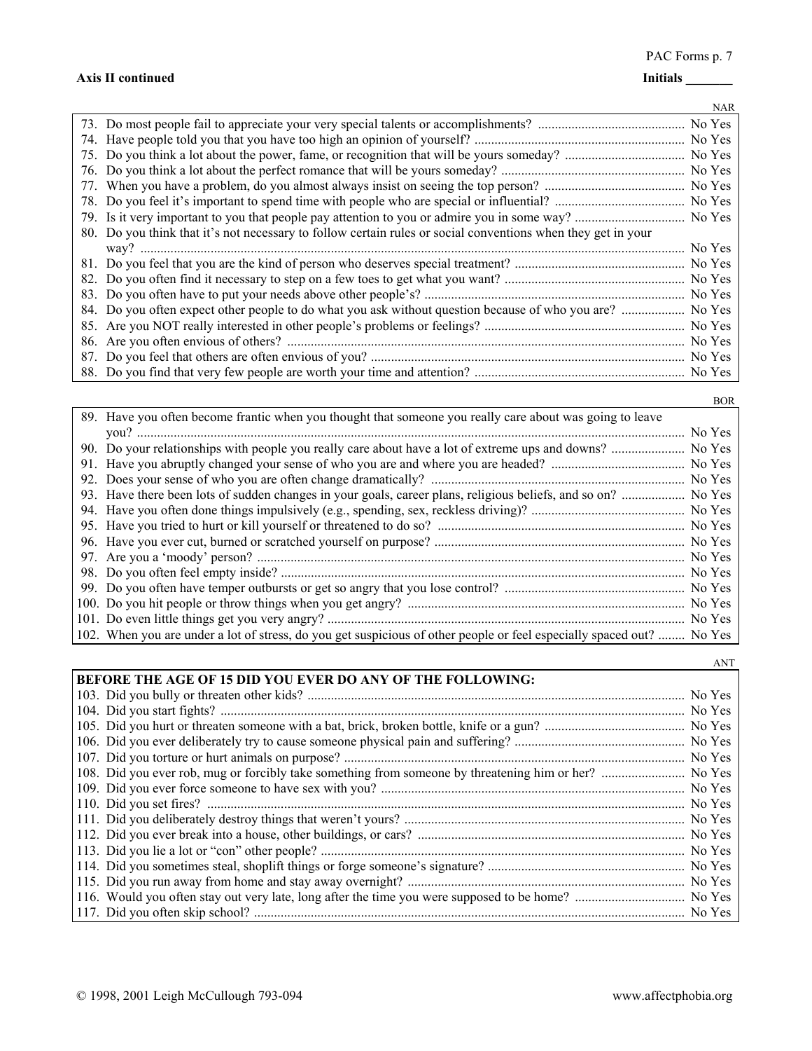**Axis II continued** **Initials _______**

NAR

| | | |
|---|---|---|
| 73. | Do most people fail to appreciate your very special talents or accomplishments? | No Yes |
| 74. | Have people told you that you have too high an opinion of yourself? | No Yes |
| 75. | Do you think a lot about the power, fame, or recognition that will be yours someday? | No Yes |
| 76. | Do you think a lot about the perfect romance that will be yours someday? | No Yes |
| 77. | When you have a problem, do you almost always insist on seeing the top person? | No Yes |
| 78. | Do you feel it's important to spend time with people who are special or influential? | No Yes |
| 79. | Is it very important to you that people pay attention to you or admire you in some way? | No Yes |
| 80. | Do you think that it's not necessary to follow certain rules or social conventions when they get in your way? | No Yes |
| 81. | Do you feel that you are the kind of person who deserves special treatment? | No Yes |
| 82. | Do you often find it necessary to step on a few toes to get what you want? | No Yes |
| 83. | Do you often have to put your needs above other people's? | No Yes |
| 84. | Do you often expect other people to do what you ask without question because of who you are? | No Yes |
| 85. | Are you NOT really interested in other people's problems or feelings? | No Yes |
| 86. | Are you often envious of others? | No Yes |
| 87. | Do you feel that others are often envious of you? | No Yes |
| 88. | Do you find that very few people are worth your time and attention? | No Yes |

BOR

| | | |
|---|---|---|
| 89. | Have you often become frantic when you thought that someone you really care about was going to leave you? | No Yes |
| 90. | Do your relationships with people you really care about have a lot of extreme ups and downs? | No Yes |
| 91. | Have you abruptly changed your sense of who you are and where you are headed? | No Yes |
| 92. | Does your sense of who you are often change dramatically? | No Yes |
| 93. | Have there been lots of sudden changes in your goals, career plans, religious beliefs, and so on? | No Yes |
| 94. | Have you often done things impulsively (e.g., spending, sex, reckless driving)? | No Yes |
| 95. | Have you tried to hurt or kill yourself or threatened to do so? | No Yes |
| 96. | Have you ever cut, burned or scratched yourself on purpose? | No Yes |
| 97. | Are you a 'moody' person? | No Yes |
| 98. | Do you often feel empty inside? | No Yes |
| 99. | Do you often have temper outbursts or get so angry that you lose control? | No Yes |
| 100. | Do you hit people or throw things when you get angry? | No Yes |
| 101. | Do even little things get you very angry? | No Yes |
| 102. | When you are under a lot of stress, do you get suspicious of other people or feel especially spaced out? | No Yes |

ANT

**BEFORE THE AGE OF 15 DID YOU EVER DO ANY OF THE FOLLOWING:**

| | | |
|---|---|---|
| 103. | Did you bully or threaten other kids? | No Yes |
| 104. | Did you start fights? | No Yes |
| 105. | Did you hurt or threaten someone with a bat, brick, broken bottle, knife or a gun? | No Yes |
| 106. | Did you ever deliberately try to cause someone physical pain and suffering? | No Yes |
| 107. | Did you torture or hurt animals on purpose? | No Yes |
| 108. | Did you ever rob, mug or forcibly take something from someone by threatening him or her? | No Yes |
| 109. | Did you ever force someone to have sex with you? | No Yes |
| 110. | Did you set fires? | No Yes |
| 111. | Did you deliberately destroy things that weren't yours? | No Yes |
| 112. | Did you ever break into a house, other buildings, or cars? | No Yes |
| 113. | Did you lie a lot or "con" other people? | No Yes |
| 114. | Did you sometimes steal, shoplift things or forge someone's signature? | No Yes |
| 115. | Did you run away from home and stay away overnight? | No Yes |
| 116. | Would you often stay out very late, long after the time you were supposed to be home? | No Yes |
| 117. | Did you often skip school? | No Yes |

© 1998, 2001 Leigh McCullough 793-094 www.affectphobia.org